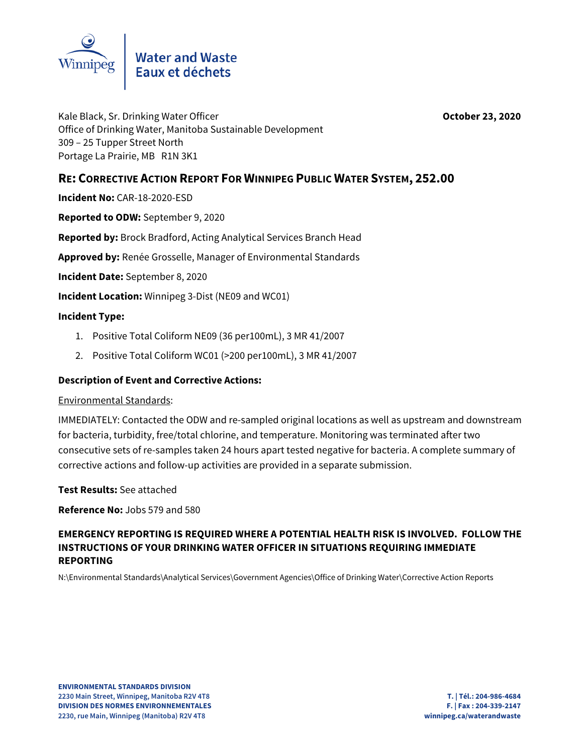Water and Waste
Eaux et déchets

Kale Black, Sr. Drinking Water Officer
Office of Drinking Water, Manitoba Sustainable Development
309 – 25 Tupper Street North
Portage La Prairie, MB R1N 3K1

**October 23, 2020**

## RE: Corrective Action Report For Winnipeg Public Water System, 252.00

**Incident No:** CAR-18-2020-ESD

**Reported to ODW:** September 9, 2020

**Reported by:** Brock Bradford, Acting Analytical Services Branch Head

**Approved by:** Renée Grosselle, Manager of Environmental Standards

**Incident Date:** September 8, 2020

**Incident Location:** Winnipeg 3-Dist (NE09 and WC01)

**Incident Type:**

1. Positive Total Coliform NE09 (36 per100mL), 3 MR 41/2007
2. Positive Total Coliform WC01 (>200 per100mL), 3 MR 41/2007

**Description of Event and Corrective Actions:**

Environmental Standards:

IMMEDIATELY: Contacted the ODW and re-sampled original locations as well as upstream and downstream for bacteria, turbidity, free/total chlorine, and temperature. Monitoring was terminated after two consecutive sets of re-samples taken 24 hours apart tested negative for bacteria. A complete summary of corrective actions and follow-up activities are provided in a separate submission.

**Test Results:** See attached

**Reference No:** Jobs 579 and 580

**EMERGENCY REPORTING IS REQUIRED WHERE A POTENTIAL HEALTH RISK IS INVOLVED. FOLLOW THE INSTRUCTIONS OF YOUR DRINKING WATER OFFICER IN SITUATIONS REQUIRING IMMEDIATE REPORTING**

N:\Environmental Standards\Analytical Services\Government Agencies\Office of Drinking Water\Corrective Action Reports

**ENVIRONMENTAL STANDARDS DIVISION**
**2230 Main Street, Winnipeg, Manitoba R2V 4T8**
**DIVISION DES NORMES ENVIRONNEMENTALES**
**2230, rue Main, Winnipeg (Manitoba) R2V 4T8**

**T. | Tél.: 204-986-4684**
**F. | Fax : 204-339-2147**
**winnipeg.ca/waterandwaste**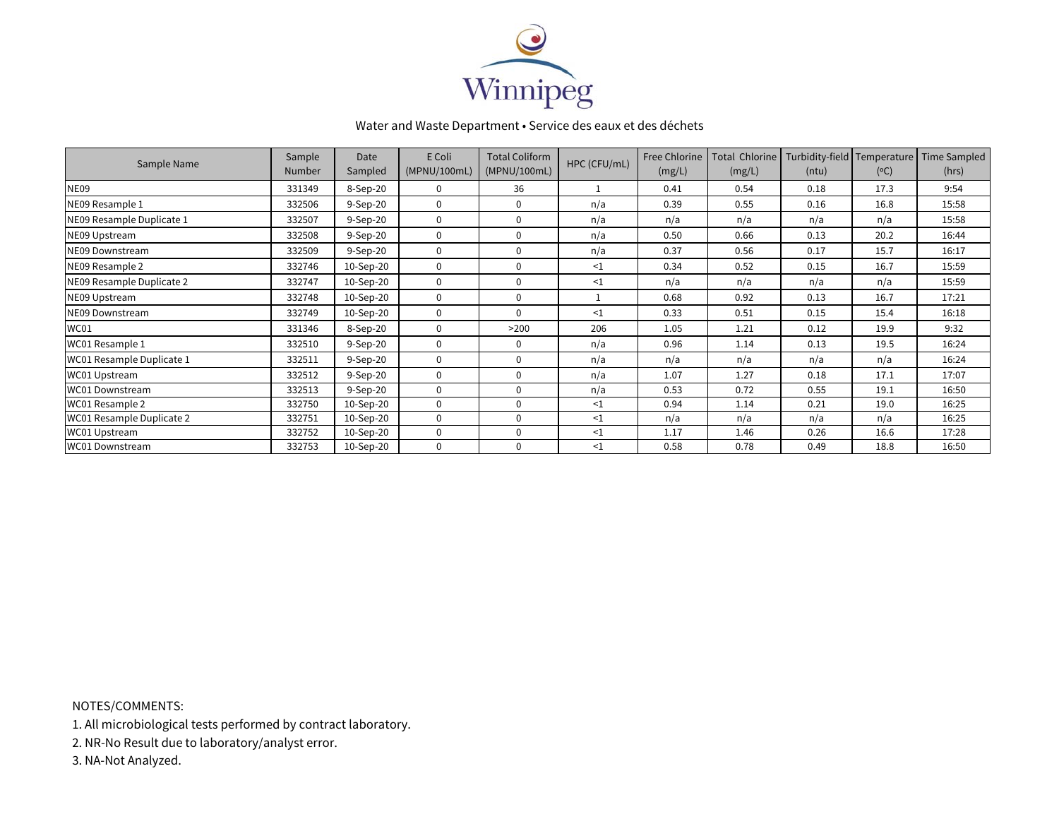Winnipeg

Water and Waste Department • Service des eaux et des déchets

| Sample Name | Sample Number | Date Sampled | E Coli (MPNU/100mL) | Total Coliform (MPNU/100mL) | HPC (CFU/mL) | Free Chlorine (mg/L) | Total Chlorine (mg/L) | Turbidity-field (ntu) | Temperature (ºC) | Time Sampled (hrs) |
|---|---|---|---|---|---|---|---|---|---|---|
| NE09 | 331349 | 8-Sep-20 | 0 | 36 | 1 | 0.41 | 0.54 | 0.18 | 17.3 | 9:54 |
| NE09 Resample 1 | 332506 | 9-Sep-20 | 0 | 0 | n/a | 0.39 | 0.55 | 0.16 | 16.8 | 15:58 |
| NE09 Resample Duplicate 1 | 332507 | 9-Sep-20 | 0 | 0 | n/a | n/a | n/a | n/a | n/a | 15:58 |
| NE09 Upstream | 332508 | 9-Sep-20 | 0 | 0 | n/a | 0.50 | 0.66 | 0.13 | 20.2 | 16:44 |
| NE09 Downstream | 332509 | 9-Sep-20 | 0 | 0 | n/a | 0.37 | 0.56 | 0.17 | 15.7 | 16:17 |
| NE09 Resample 2 | 332746 | 10-Sep-20 | 0 | 0 | <1 | 0.34 | 0.52 | 0.15 | 16.7 | 15:59 |
| NE09 Resample Duplicate 2 | 332747 | 10-Sep-20 | 0 | 0 | <1 | n/a | n/a | n/a | n/a | 15:59 |
| NE09 Upstream | 332748 | 10-Sep-20 | 0 | 0 | 1 | 0.68 | 0.92 | 0.13 | 16.7 | 17:21 |
| NE09 Downstream | 332749 | 10-Sep-20 | 0 | 0 | <1 | 0.33 | 0.51 | 0.15 | 15.4 | 16:18 |
| WC01 | 331346 | 8-Sep-20 | 0 | >200 | 206 | 1.05 | 1.21 | 0.12 | 19.9 | 9:32 |
| WC01 Resample 1 | 332510 | 9-Sep-20 | 0 | 0 | n/a | 0.96 | 1.14 | 0.13 | 19.5 | 16:24 |
| WC01 Resample Duplicate 1 | 332511 | 9-Sep-20 | 0 | 0 | n/a | n/a | n/a | n/a | n/a | 16:24 |
| WC01 Upstream | 332512 | 9-Sep-20 | 0 | 0 | n/a | 1.07 | 1.27 | 0.18 | 17.1 | 17:07 |
| WC01 Downstream | 332513 | 9-Sep-20 | 0 | 0 | n/a | 0.53 | 0.72 | 0.55 | 19.1 | 16:50 |
| WC01 Resample 2 | 332750 | 10-Sep-20 | 0 | 0 | <1 | 0.94 | 1.14 | 0.21 | 19.0 | 16:25 |
| WC01 Resample Duplicate 2 | 332751 | 10-Sep-20 | 0 | 0 | <1 | n/a | n/a | n/a | n/a | 16:25 |
| WC01 Upstream | 332752 | 10-Sep-20 | 0 | 0 | <1 | 1.17 | 1.46 | 0.26 | 16.6 | 17:28 |
| WC01 Downstream | 332753 | 10-Sep-20 | 0 | 0 | <1 | 0.58 | 0.78 | 0.49 | 18.8 | 16:50 |

NOTES/COMMENTS:

1. All microbiological tests performed by contract laboratory.
2. NR-No Result due to laboratory/analyst error.
3. NA-Not Analyzed.